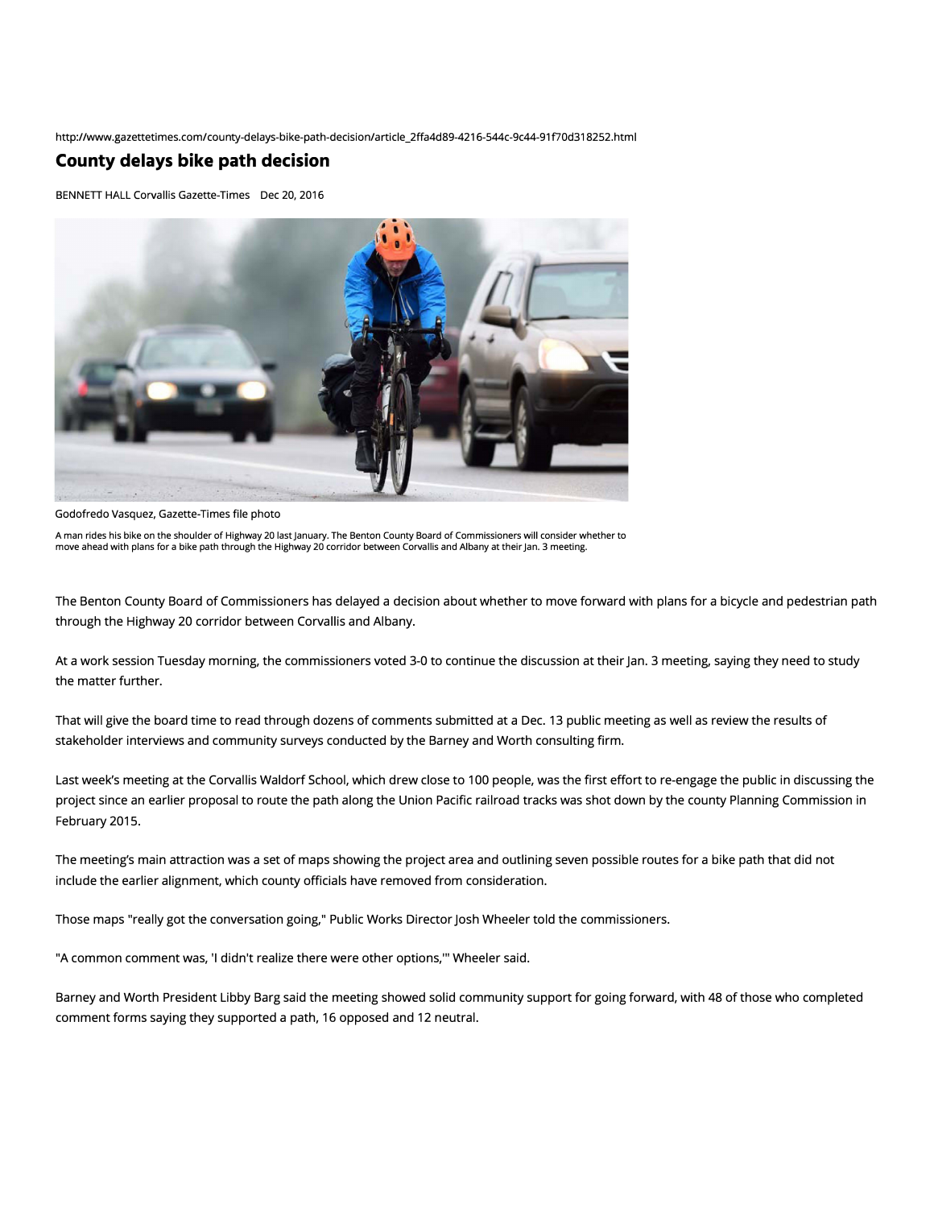http://www.gazettetimes.com/county-delays-bike-path-decision/article_2ffa4d89-4216-544c-9c44-91f70d318252.html

# County delays bike path decision

BENNETT HALL Corvallis Gazette-Times Dec 20, 2016

Godofredo Vasquez, Gazette-Times file photo

A man rides his bike on the shoulder of Highway 20 last January. The Benton County Board of Commissioners will consider whether to move ahead with plans for a bike path through the Highway 20 corridor between Corvallis and Albany at their Jan. 3 meeting.

The Benton County Board of Commissioners has delayed a decision about whether to move forward with plans for a bicycle and pedestrian path through the Highway 20 corridor between Corvallis and Albany.

At a work session Tuesday morning, the commissioners voted 3-0 to continue the discussion at their Jan. 3 meeting, saying they need to study the matter further.

That will give the board time to read through dozens of comments submitted at a Dec. 13 public meeting as well as review the results of stakeholder interviews and community surveys conducted by the Barney and Worth consulting firm.

Last week's meeting at the Corvallis Waldorf School, which drew close to 100 people, was the first effort to re-engage the public in discussing the project since an earlier proposal to route the path along the Union Pacific railroad tracks was shot down by the county Planning Commission in February 2015.

The meeting's main attraction was a set of maps showing the project area and outlining seven possible routes for a bike path that did not include the earlier alignment, which county officials have removed from consideration.

Those maps "really got the conversation going," Public Works Director Josh Wheeler told the commissioners.

"A common comment was, 'I didn't realize there were other options,'" Wheeler said.

Barney and Worth President Libby Barg said the meeting showed solid community support for going forward, with 48 of those who completed comment forms saying they supported a path, 16 opposed and 12 neutral.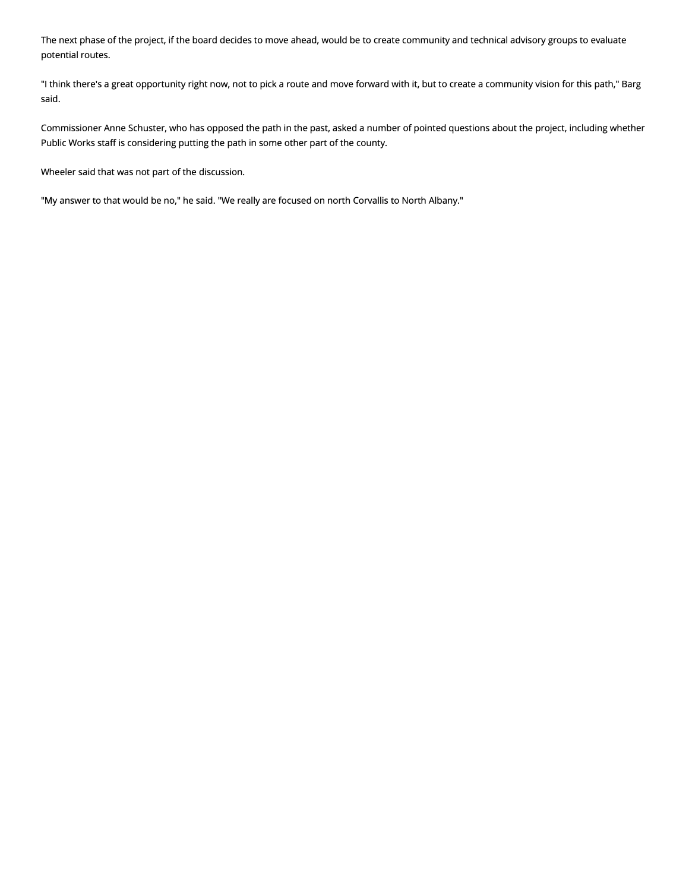The next phase of the project, if the board decides to move ahead, would be to create community and technical advisory groups to evaluate potential routes.

"I think there's a great opportunity right now, not to pick a route and move forward with it, but to create a community vision for this path," Barg said.

Commissioner Anne Schuster, who has opposed the path in the past, asked a number of pointed questions about the project, including whether Public Works staff is considering putting the path in some other part of the county.

Wheeler said that was not part of the discussion.

"My answer to that would be no," he said. "We really are focused on north Corvallis to North Albany."